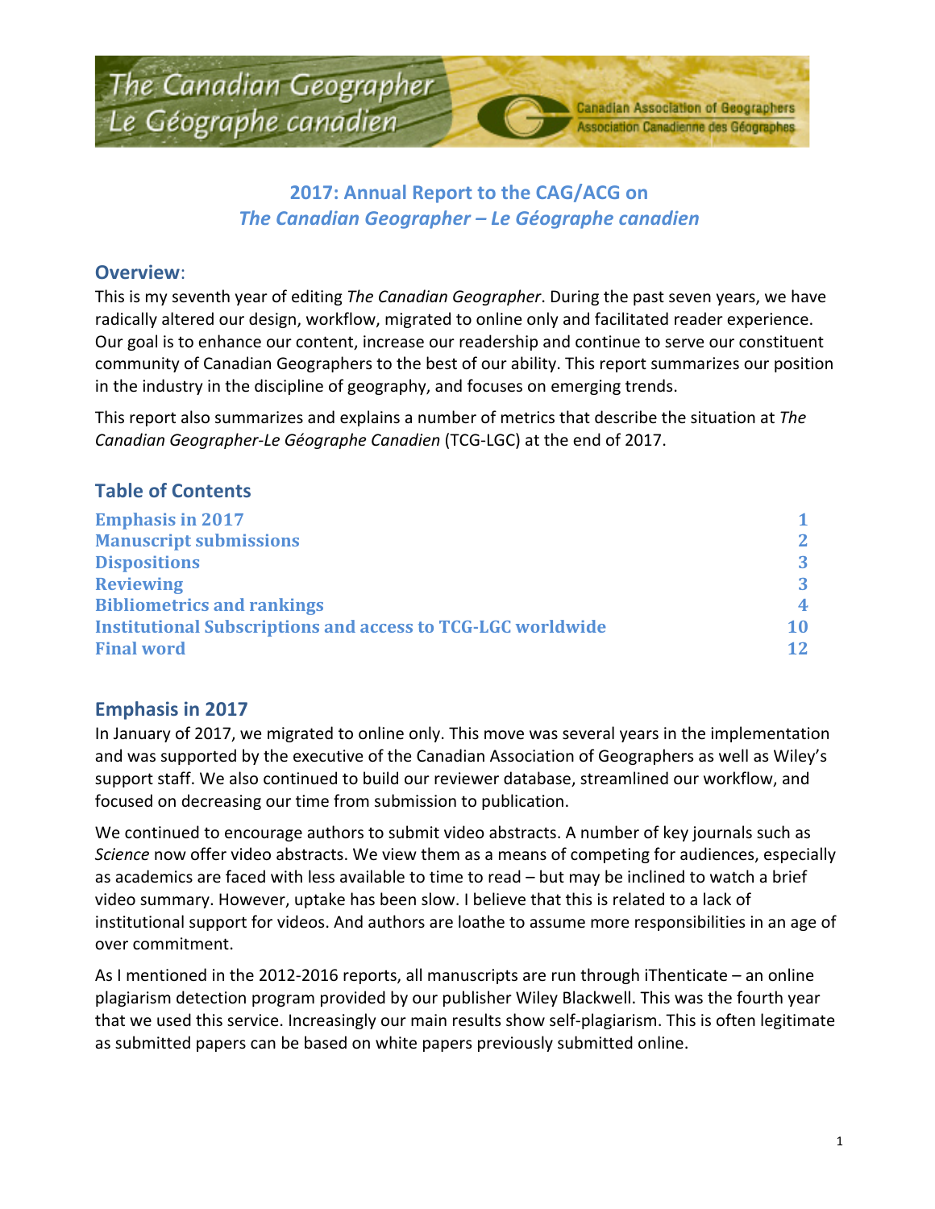# 2017: Annual Report to the CAG/ACG on *The Canadian Geographer – Le Géographe canadien*

## Overview:

This is my seventh year of editing *The Canadian Geographer*. During the past seven years, we have radically altered our design, workflow, migrated to online only and facilitated reader experience. Our goal is to enhance our content, increase our readership and continue to serve our constituent community of Canadian Geographers to the best of our ability. This report summarizes our position in the industry in the discipline of geography, and focuses on emerging trends.

This report also summarizes and explains a number of metrics that describe the situation at *The Canadian Geographer-Le Géographe Canadien* (TCG-LGC) at the end of 2017.

## Table of Contents

| | |
|---|---|
| Emphasis in 2017 | 1 |
| Manuscript submissions | 2 |
| Dispositions | 3 |
| Reviewing | 3 |
| Bibliometrics and rankings | 4 |
| Institutional Subscriptions and access to TCG-LGC worldwide | 10 |
| Final word | 12 |

## Emphasis in 2017

In January of 2017, we migrated to online only. This move was several years in the implementation and was supported by the executive of the Canadian Association of Geographers as well as Wiley's support staff. We also continued to build our reviewer database, streamlined our workflow, and focused on decreasing our time from submission to publication.

We continued to encourage authors to submit video abstracts. A number of key journals such as *Science* now offer video abstracts. We view them as a means of competing for audiences, especially as academics are faced with less available to time to read – but may be inclined to watch a brief video summary. However, uptake has been slow. I believe that this is related to a lack of institutional support for videos. And authors are loathe to assume more responsibilities in an age of over commitment.

As I mentioned in the 2012-2016 reports, all manuscripts are run through iThenticate – an online plagiarism detection program provided by our publisher Wiley Blackwell. This was the fourth year that we used this service. Increasingly our main results show self-plagiarism. This is often legitimate as submitted papers can be based on white papers previously submitted online.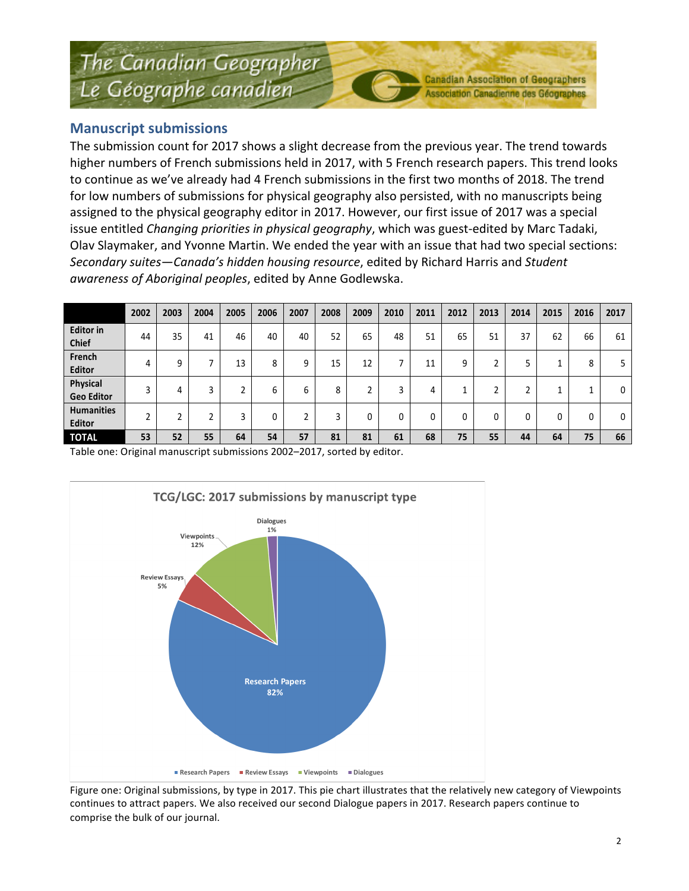## Manuscript submissions

The submission count for 2017 shows a slight decrease from the previous year. The trend towards higher numbers of French submissions held in 2017, with 5 French research papers. This trend looks to continue as we've already had 4 French submissions in the first two months of 2018. The trend for low numbers of submissions for physical geography also persisted, with no manuscripts being assigned to the physical geography editor in 2017. However, our first issue of 2017 was a special issue entitled *Changing priorities in physical geography*, which was guest-edited by Marc Tadaki, Olav Slaymaker, and Yvonne Martin. We ended the year with an issue that had two special sections: *Secondary suites—Canada's hidden housing resource*, edited by Richard Harris and *Student awareness of Aboriginal peoples*, edited by Anne Godlewska.

| | 2002 | 2003 | 2004 | 2005 | 2006 | 2007 | 2008 | 2009 | 2010 | 2011 | 2012 | 2013 | 2014 | 2015 | 2016 | 2017 |
|---|---|---|---|---|---|---|---|---|---|---|---|---|---|---|---|---|
| Editor in Chief | 44 | 35 | 41 | 46 | 40 | 40 | 52 | 65 | 48 | 51 | 65 | 51 | 37 | 62 | 66 | 61 |
| French Editor | 4 | 9 | 7 | 13 | 8 | 9 | 15 | 12 | 7 | 11 | 9 | 2 | 5 | 1 | 8 | 5 |
| Physical Geo Editor | 3 | 4 | 3 | 2 | 6 | 6 | 8 | 2 | 3 | 4 | 1 | 2 | 2 | 1 | 1 | 0 |
| Humanities Editor | 2 | 2 | 2 | 3 | 0 | 2 | 3 | 0 | 0 | 0 | 0 | 0 | 0 | 0 | 0 | 0 |
| **TOTAL** | **53** | **52** | **55** | **64** | **54** | **57** | **81** | **81** | **61** | **68** | **75** | **55** | **44** | **64** | **75** | **66** |

Table one: Original manuscript submissions 2002–2017, sorted by editor.

**TCG/LGC: 2017 submissions by manuscript type**

| Manuscript type | Share |
|---|---|
| Research Papers | 82% |
| Review Essays | 5% |
| Viewpoints | 12% |
| Dialogues | 1% |

Figure one: Original submissions, by type in 2017. This pie chart illustrates that the relatively new category of Viewpoints continues to attract papers. We also received our second Dialogue papers in 2017. Research papers continue to comprise the bulk of our journal.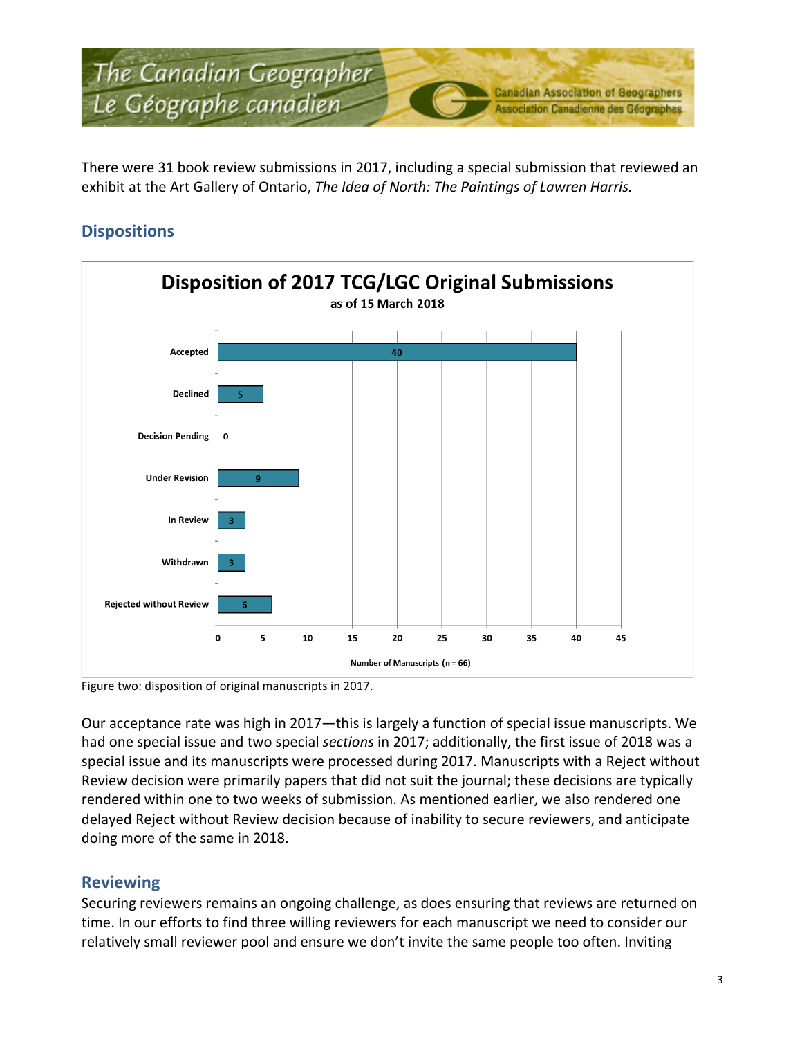There were 31 book review submissions in 2017, including a special submission that reviewed an exhibit at the Art Gallery of Ontario, *The Idea of North: The Paintings of Lawren Harris.*

## Dispositions

**Disposition of 2017 TCG/LGC Original Submissions**
as of 15 March 2018

| Disposition | Number of Manuscripts (n = 66) |
|---|---|
| Accepted | 40 |
| Declined | 5 |
| Decision Pending | 0 |
| Under Revision | 9 |
| In Review | 3 |
| Withdrawn | 3 |
| Rejected without Review | 6 |

Figure two: disposition of original manuscripts in 2017.

Our acceptance rate was high in 2017—this is largely a function of special issue manuscripts. We had one special issue and two special *sections* in 2017; additionally, the first issue of 2018 was a special issue and its manuscripts were processed during 2017. Manuscripts with a Reject without Review decision were primarily papers that did not suit the journal; these decisions are typically rendered within one to two weeks of submission. As mentioned earlier, we also rendered one delayed Reject without Review decision because of inability to secure reviewers, and anticipate doing more of the same in 2018.

## Reviewing

Securing reviewers remains an ongoing challenge, as does ensuring that reviews are returned on time. In our efforts to find three willing reviewers for each manuscript we need to consider our relatively small reviewer pool and ensure we don't invite the same people too often. Inviting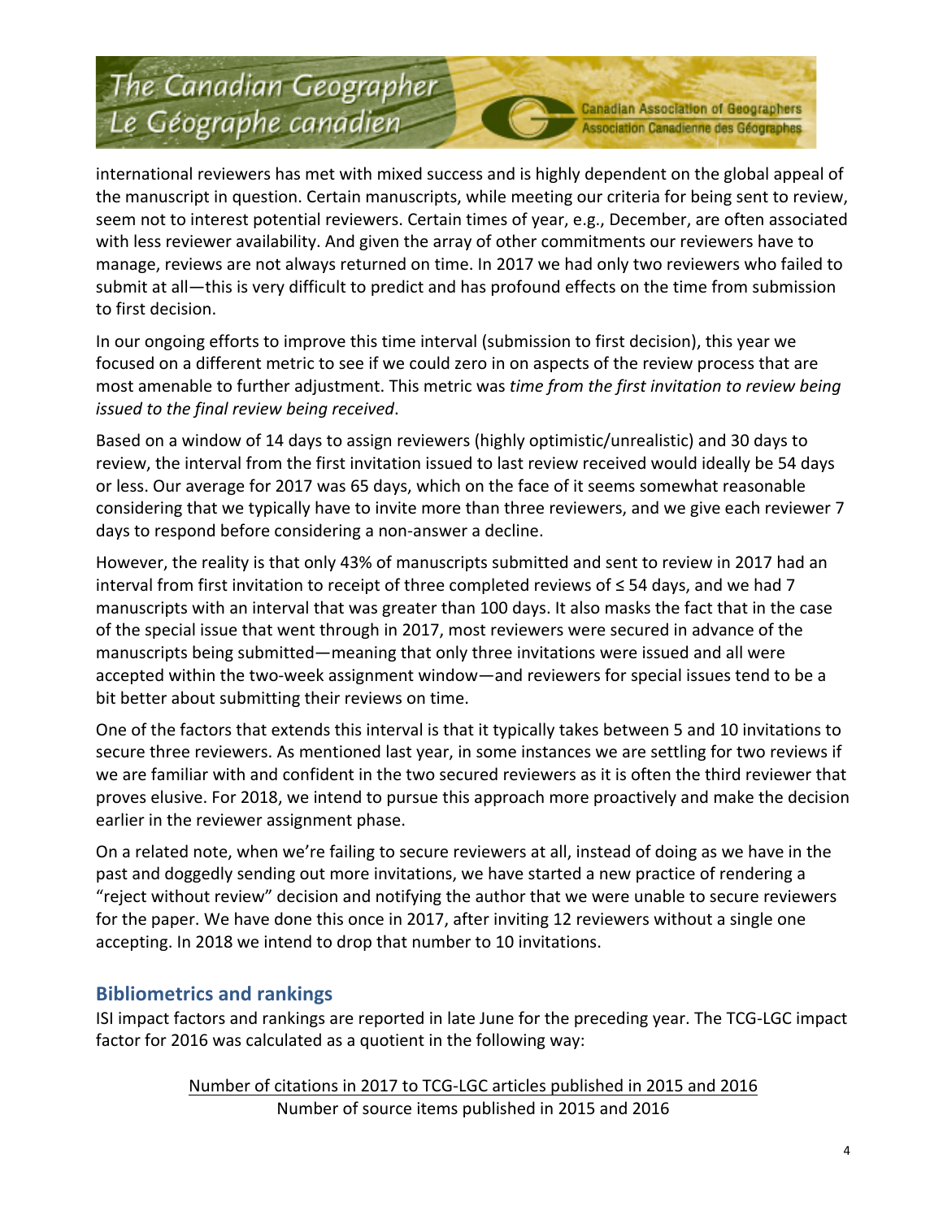international reviewers has met with mixed success and is highly dependent on the global appeal of the manuscript in question. Certain manuscripts, while meeting our criteria for being sent to review, seem not to interest potential reviewers. Certain times of year, e.g., December, are often associated with less reviewer availability. And given the array of other commitments our reviewers have to manage, reviews are not always returned on time. In 2017 we had only two reviewers who failed to submit at all—this is very difficult to predict and has profound effects on the time from submission to first decision.

In our ongoing efforts to improve this time interval (submission to first decision), this year we focused on a different metric to see if we could zero in on aspects of the review process that are most amenable to further adjustment. This metric was *time from the first invitation to review being issued to the final review being received*.

Based on a window of 14 days to assign reviewers (highly optimistic/unrealistic) and 30 days to review, the interval from the first invitation issued to last review received would ideally be 54 days or less. Our average for 2017 was 65 days, which on the face of it seems somewhat reasonable considering that we typically have to invite more than three reviewers, and we give each reviewer 7 days to respond before considering a non-answer a decline.

However, the reality is that only 43% of manuscripts submitted and sent to review in 2017 had an interval from first invitation to receipt of three completed reviews of ≤ 54 days, and we had 7 manuscripts with an interval that was greater than 100 days. It also masks the fact that in the case of the special issue that went through in 2017, most reviewers were secured in advance of the manuscripts being submitted—meaning that only three invitations were issued and all were accepted within the two-week assignment window—and reviewers for special issues tend to be a bit better about submitting their reviews on time.

One of the factors that extends this interval is that it typically takes between 5 and 10 invitations to secure three reviewers. As mentioned last year, in some instances we are settling for two reviews if we are familiar with and confident in the two secured reviewers as it is often the third reviewer that proves elusive. For 2018, we intend to pursue this approach more proactively and make the decision earlier in the reviewer assignment phase.

On a related note, when we're failing to secure reviewers at all, instead of doing as we have in the past and doggedly sending out more invitations, we have started a new practice of rendering a "reject without review" decision and notifying the author that we were unable to secure reviewers for the paper. We have done this once in 2017, after inviting 12 reviewers without a single one accepting. In 2018 we intend to drop that number to 10 invitations.

## Bibliometrics and rankings

ISI impact factors and rankings are reported in late June for the preceding year. The TCG-LGC impact factor for 2016 was calculated as a quotient in the following way:

$$\frac{\text{Number of citations in 2017 to TCG-LGC articles published in 2015 and 2016}}{\text{Number of source items published in 2015 and 2016}}$$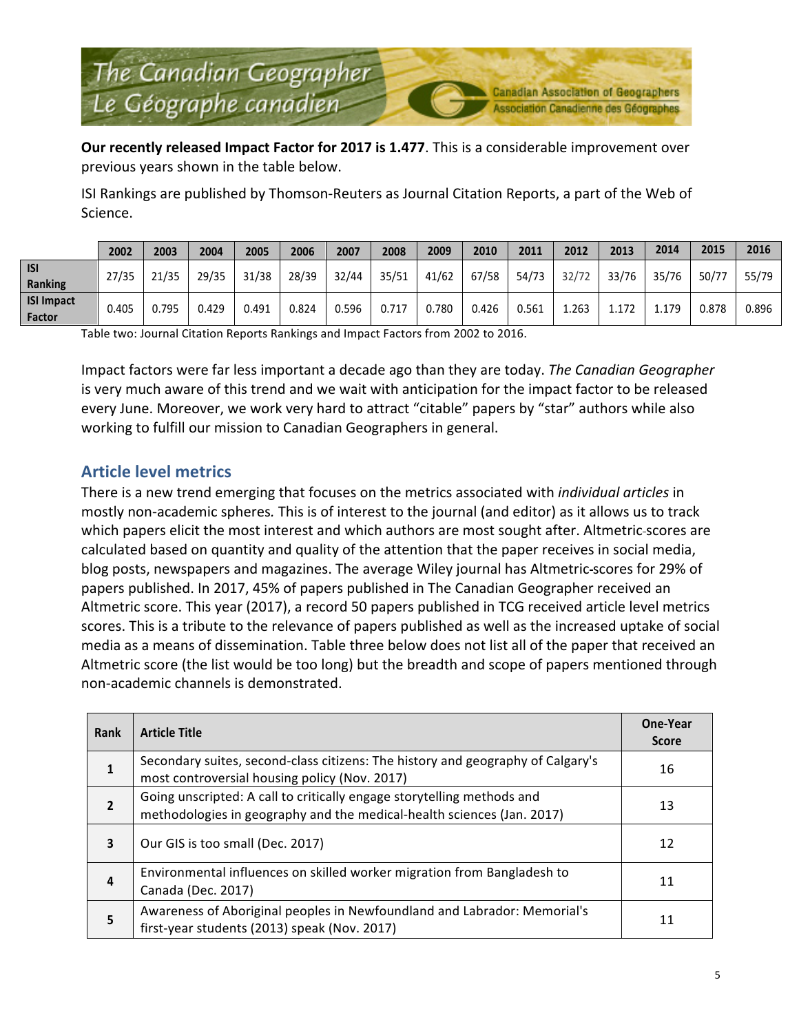The Canadian Geographer
Le Géographe canadien

Canadian Association of Geographers
Association Canadienne des Géographes

**Our recently released Impact Factor for 2017 is 1.477**. This is a considerable improvement over previous years shown in the table below.

ISI Rankings are published by Thomson-Reuters as Journal Citation Reports, a part of the Web of Science.

| | 2002 | 2003 | 2004 | 2005 | 2006 | 2007 | 2008 | 2009 | 2010 | 2011 | 2012 | 2013 | 2014 | 2015 | 2016 |
|---|---|---|---|---|---|---|---|---|---|---|---|---|---|---|---|
| **ISI Ranking** | 27/35 | 21/35 | 29/35 | 31/38 | 28/39 | 32/44 | 35/51 | 41/62 | 67/58 | 54/73 | 32/72 | 33/76 | 35/76 | 50/77 | 55/79 |
| **ISI Impact Factor** | 0.405 | 0.795 | 0.429 | 0.491 | 0.824 | 0.596 | 0.717 | 0.780 | 0.426 | 0.561 | 1.263 | 1.172 | 1.179 | 0.878 | 0.896 |

Table two: Journal Citation Reports Rankings and Impact Factors from 2002 to 2016.

Impact factors were far less important a decade ago than they are today. *The Canadian Geographer* is very much aware of this trend and we wait with anticipation for the impact factor to be released every June. Moreover, we work very hard to attract "citable" papers by "star" authors while also working to fulfill our mission to Canadian Geographers in general.

## Article level metrics

There is a new trend emerging that focuses on the metrics associated with *individual articles* in mostly non-academic spheres*.* This is of interest to the journal (and editor) as it allows us to track which papers elicit the most interest and which authors are most sought after. Altmetric-scores are calculated based on quantity and quality of the attention that the paper receives in social media, blog posts, newspapers and magazines. The average Wiley journal has Altmetric-scores for 29% of papers published. In 2017, 45% of papers published in The Canadian Geographer received an Altmetric score. This year (2017), a record 50 papers published in TCG received article level metrics scores. This is a tribute to the relevance of papers published as well as the increased uptake of social media as a means of dissemination. Table three below does not list all of the paper that received an Altmetric score (the list would be too long) but the breadth and scope of papers mentioned through non-academic channels is demonstrated.

| Rank | Article Title | One-Year Score |
|---|---|---|
| 1 | Secondary suites, second-class citizens: The history and geography of Calgary's most controversial housing policy (Nov. 2017) | 16 |
| 2 | Going unscripted: A call to critically engage storytelling methods and methodologies in geography and the medical-health sciences (Jan. 2017) | 13 |
| 3 | Our GIS is too small (Dec. 2017) | 12 |
| 4 | Environmental influences on skilled worker migration from Bangladesh to Canada (Dec. 2017) | 11 |
| 5 | Awareness of Aboriginal peoples in Newfoundland and Labrador: Memorial's first-year students (2013) speak (Nov. 2017) | 11 |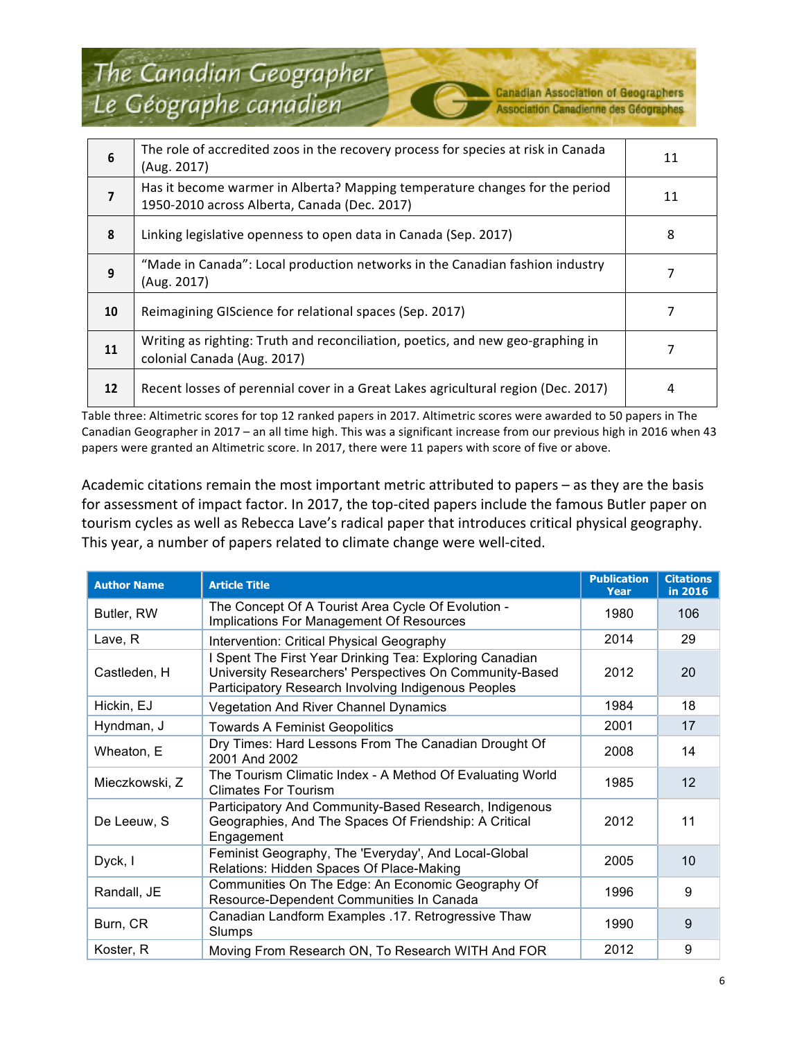| | | |
|---|---|---|
| **6** | The role of accredited zoos in the recovery process for species at risk in Canada (Aug. 2017) | 11 |
| **7** | Has it become warmer in Alberta? Mapping temperature changes for the period 1950-2010 across Alberta, Canada (Dec. 2017) | 11 |
| **8** | Linking legislative openness to open data in Canada (Sep. 2017) | 8 |
| **9** | "Made in Canada": Local production networks in the Canadian fashion industry (Aug. 2017) | 7 |
| **10** | Reimagining GIScience for relational spaces (Sep. 2017) | 7 |
| **11** | Writing as righting: Truth and reconciliation, poetics, and new geo-graphing in colonial Canada (Aug. 2017) | 7 |
| **12** | Recent losses of perennial cover in a Great Lakes agricultural region (Dec. 2017) | 4 |

Table three: Altimetric scores for top 12 ranked papers in 2017. Altimetric scores were awarded to 50 papers in The Canadian Geographer in 2017 – an all time high. This was a significant increase from our previous high in 2016 when 43 papers were granted an Altimetric score. In 2017, there were 11 papers with score of five or above.

Academic citations remain the most important metric attributed to papers – as they are the basis for assessment of impact factor. In 2017, the top-cited papers include the famous Butler paper on tourism cycles as well as Rebecca Lave's radical paper that introduces critical physical geography. This year, a number of papers related to climate change were well-cited.

| Author Name | Article Title | Publication Year | Citations in 2016 |
|---|---|---|---|
| Butler, RW | The Concept Of A Tourist Area Cycle Of Evolution - Implications For Management Of Resources | 1980 | 106 |
| Lave, R | Intervention: Critical Physical Geography | 2014 | 29 |
| Castleden, H | I Spent The First Year Drinking Tea: Exploring Canadian University Researchers' Perspectives On Community-Based Participatory Research Involving Indigenous Peoples | 2012 | 20 |
| Hickin, EJ | Vegetation And River Channel Dynamics | 1984 | 18 |
| Hyndman, J | Towards A Feminist Geopolitics | 2001 | 17 |
| Wheaton, E | Dry Times: Hard Lessons From The Canadian Drought Of 2001 And 2002 | 2008 | 14 |
| Mieczkowski, Z | The Tourism Climatic Index - A Method Of Evaluating World Climates For Tourism | 1985 | 12 |
| De Leeuw, S | Participatory And Community-Based Research, Indigenous Geographies, And The Spaces Of Friendship: A Critical Engagement | 2012 | 11 |
| Dyck, I | Feminist Geography, The 'Everyday', And Local-Global Relations: Hidden Spaces Of Place-Making | 2005 | 10 |
| Randall, JE | Communities On The Edge: An Economic Geography Of Resource-Dependent Communities In Canada | 1996 | 9 |
| Burn, CR | Canadian Landform Examples .17. Retrogressive Thaw Slumps | 1990 | 9 |
| Koster, R | Moving From Research ON, To Research WITH And FOR | 2012 | 9 |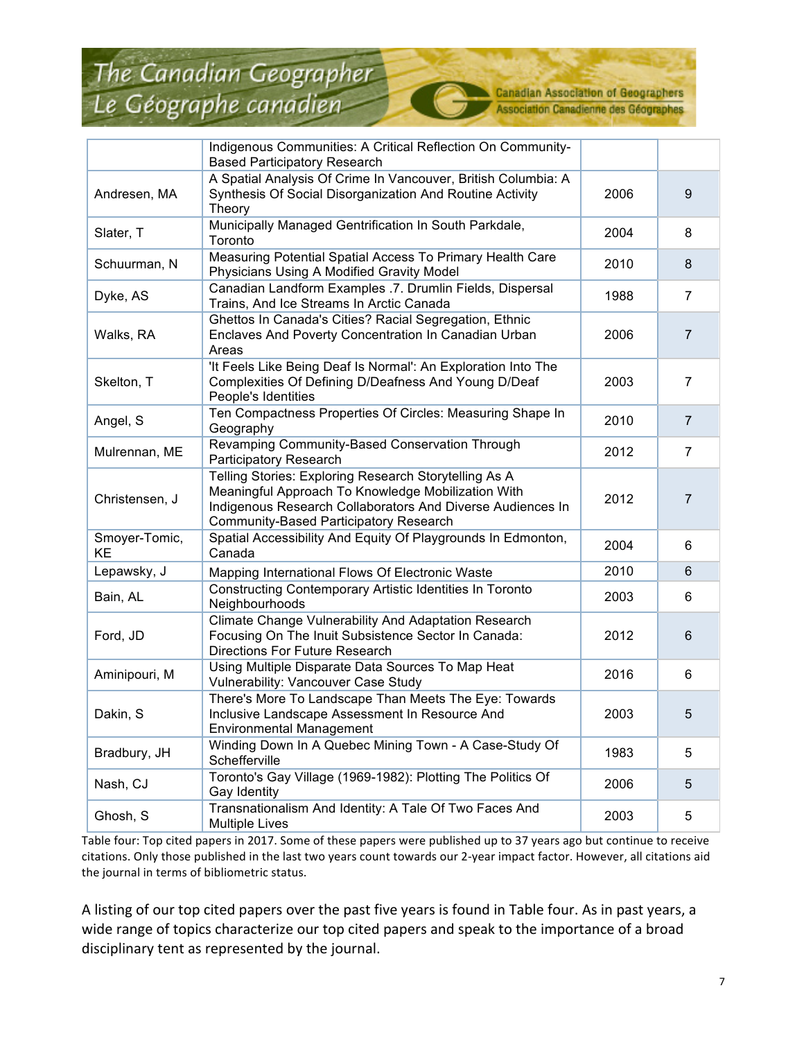| | | | |
|---|---|---|---|
| | Indigenous Communities: A Critical Reflection On Community-Based Participatory Research | | |
| Andresen, MA | A Spatial Analysis Of Crime In Vancouver, British Columbia: A Synthesis Of Social Disorganization And Routine Activity Theory | 2006 | 9 |
| Slater, T | Municipally Managed Gentrification In South Parkdale, Toronto | 2004 | 8 |
| Schuurman, N | Measuring Potential Spatial Access To Primary Health Care Physicians Using A Modified Gravity Model | 2010 | 8 |
| Dyke, AS | Canadian Landform Examples .7. Drumlin Fields, Dispersal Trains, And Ice Streams In Arctic Canada | 1988 | 7 |
| Walks, RA | Ghettos In Canada's Cities? Racial Segregation, Ethnic Enclaves And Poverty Concentration In Canadian Urban Areas | 2006 | 7 |
| Skelton, T | 'It Feels Like Being Deaf Is Normal': An Exploration Into The Complexities Of Defining D/Deafness And Young D/Deaf People's Identities | 2003 | 7 |
| Angel, S | Ten Compactness Properties Of Circles: Measuring Shape In Geography | 2010 | 7 |
| Mulrennan, ME | Revamping Community-Based Conservation Through Participatory Research | 2012 | 7 |
| Christensen, J | Telling Stories: Exploring Research Storytelling As A Meaningful Approach To Knowledge Mobilization With Indigenous Research Collaborators And Diverse Audiences In Community-Based Participatory Research | 2012 | 7 |
| Smoyer-Tomic, KE | Spatial Accessibility And Equity Of Playgrounds In Edmonton, Canada | 2004 | 6 |
| Lepawsky, J | Mapping International Flows Of Electronic Waste | 2010 | 6 |
| Bain, AL | Constructing Contemporary Artistic Identities In Toronto Neighbourhoods | 2003 | 6 |
| Ford, JD | Climate Change Vulnerability And Adaptation Research Focusing On The Inuit Subsistence Sector In Canada: Directions For Future Research | 2012 | 6 |
| Aminipouri, M | Using Multiple Disparate Data Sources To Map Heat Vulnerability: Vancouver Case Study | 2016 | 6 |
| Dakin, S | There's More To Landscape Than Meets The Eye: Towards Inclusive Landscape Assessment In Resource And Environmental Management | 2003 | 5 |
| Bradbury, JH | Winding Down In A Quebec Mining Town - A Case-Study Of Schefferville | 1983 | 5 |
| Nash, CJ | Toronto's Gay Village (1969-1982): Plotting The Politics Of Gay Identity | 2006 | 5 |
| Ghosh, S | Transnationalism And Identity: A Tale Of Two Faces And Multiple Lives | 2003 | 5 |

Table four: Top cited papers in 2017. Some of these papers were published up to 37 years ago but continue to receive citations. Only those published in the last two years count towards our 2-year impact factor. However, all citations aid the journal in terms of bibliometric status.

A listing of our top cited papers over the past five years is found in Table four. As in past years, a wide range of topics characterize our top cited papers and speak to the importance of a broad disciplinary tent as represented by the journal.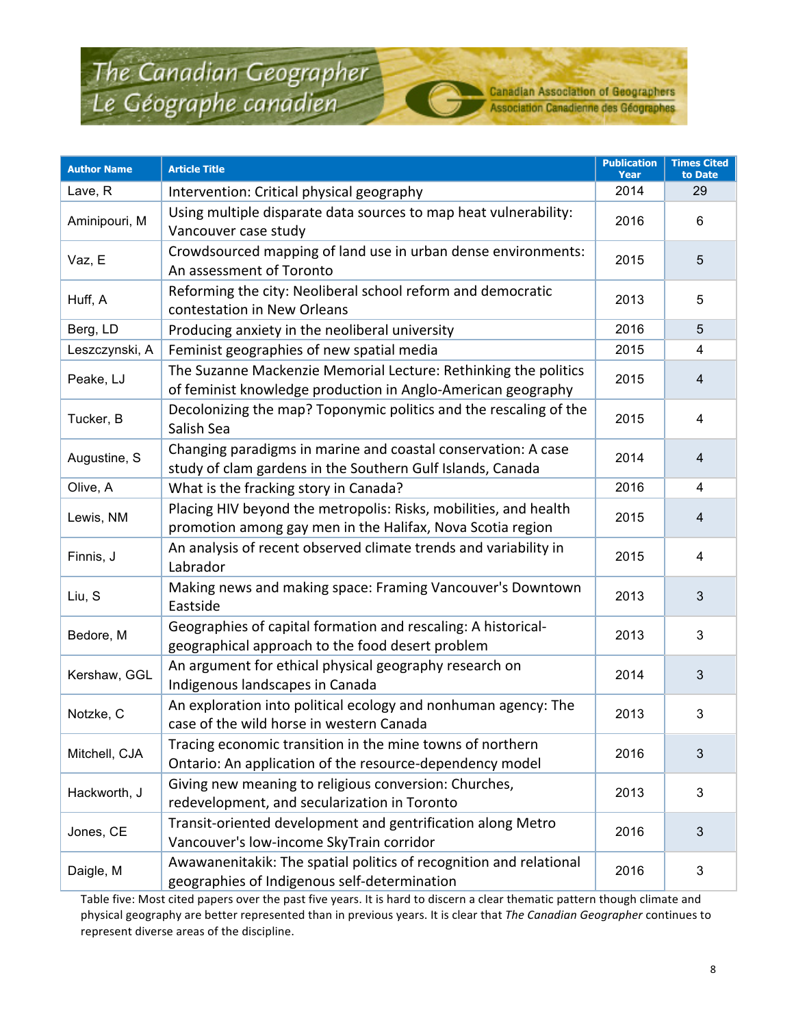| Author Name | Article Title | Publication Year | Times Cited to Date |
|---|---|---|---|
| Lave, R | Intervention: Critical physical geography | 2014 | 29 |
| Aminipouri, M | Using multiple disparate data sources to map heat vulnerability: Vancouver case study | 2016 | 6 |
| Vaz, E | Crowdsourced mapping of land use in urban dense environments: An assessment of Toronto | 2015 | 5 |
| Huff, A | Reforming the city: Neoliberal school reform and democratic contestation in New Orleans | 2013 | 5 |
| Berg, LD | Producing anxiety in the neoliberal university | 2016 | 5 |
| Leszczynski, A | Feminist geographies of new spatial media | 2015 | 4 |
| Peake, LJ | The Suzanne Mackenzie Memorial Lecture: Rethinking the politics of feminist knowledge production in Anglo-American geography | 2015 | 4 |
| Tucker, B | Decolonizing the map? Toponymic politics and the rescaling of the Salish Sea | 2015 | 4 |
| Augustine, S | Changing paradigms in marine and coastal conservation: A case study of clam gardens in the Southern Gulf Islands, Canada | 2014 | 4 |
| Olive, A | What is the fracking story in Canada? | 2016 | 4 |
| Lewis, NM | Placing HIV beyond the metropolis: Risks, mobilities, and health promotion among gay men in the Halifax, Nova Scotia region | 2015 | 4 |
| Finnis, J | An analysis of recent observed climate trends and variability in Labrador | 2015 | 4 |
| Liu, S | Making news and making space: Framing Vancouver's Downtown Eastside | 2013 | 3 |
| Bedore, M | Geographies of capital formation and rescaling: A historical-geographical approach to the food desert problem | 2013 | 3 |
| Kershaw, GGL | An argument for ethical physical geography research on Indigenous landscapes in Canada | 2014 | 3 |
| Notzke, C | An exploration into political ecology and nonhuman agency: The case of the wild horse in western Canada | 2013 | 3 |
| Mitchell, CJA | Tracing economic transition in the mine towns of northern Ontario: An application of the resource-dependency model | 2016 | 3 |
| Hackworth, J | Giving new meaning to religious conversion: Churches, redevelopment, and secularization in Toronto | 2013 | 3 |
| Jones, CE | Transit-oriented development and gentrification along Metro Vancouver's low-income SkyTrain corridor | 2016 | 3 |
| Daigle, M | Awawanenitakik: The spatial politics of recognition and relational geographies of Indigenous self-determination | 2016 | 3 |

Table five: Most cited papers over the past five years. It is hard to discern a clear thematic pattern though climate and physical geography are better represented than in previous years. It is clear that *The Canadian Geographer* continues to represent diverse areas of the discipline.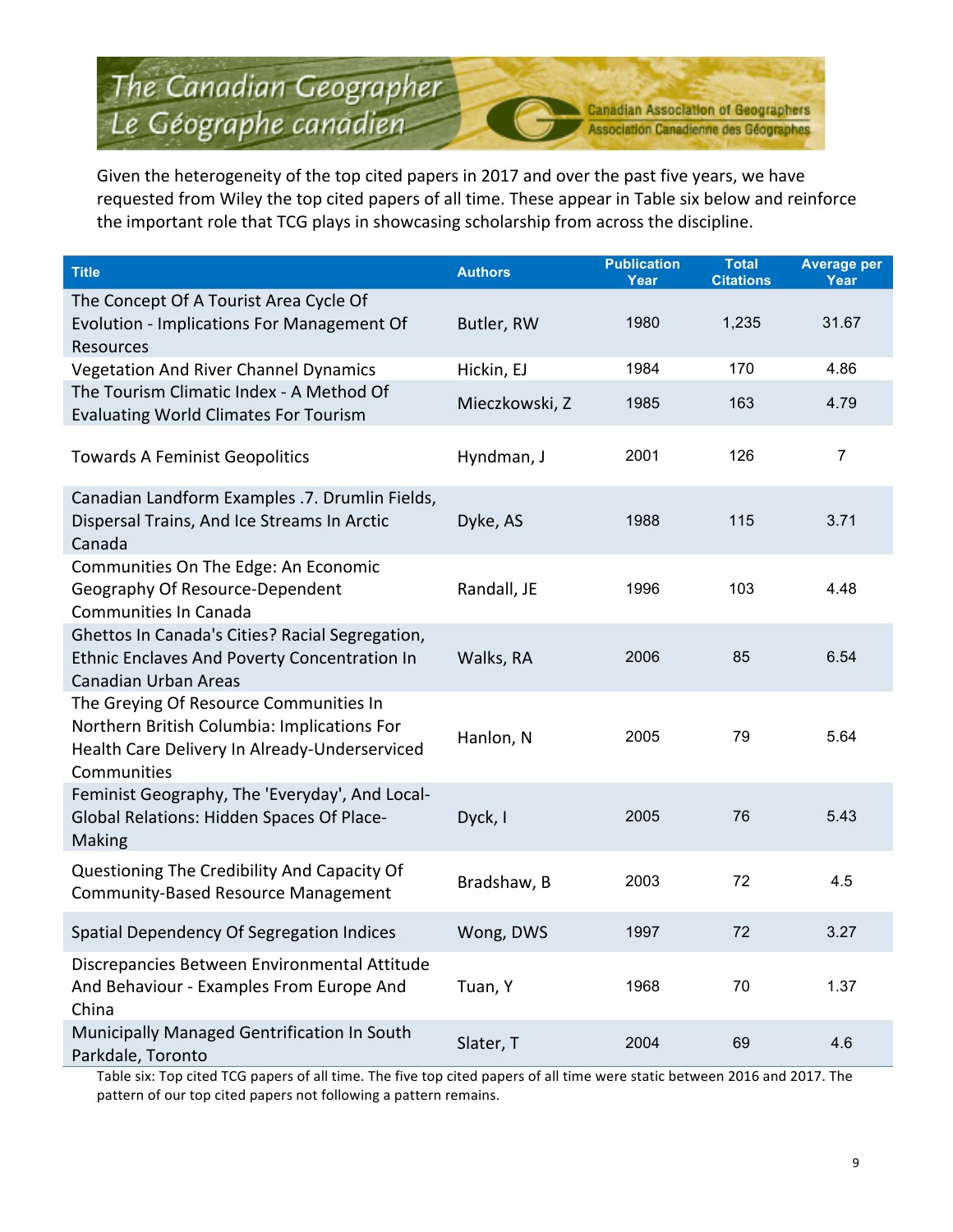Given the heterogeneity of the top cited papers in 2017 and over the past five years, we have requested from Wiley the top cited papers of all time. These appear in Table six below and reinforce the important role that TCG plays in showcasing scholarship from across the discipline.

| Title | Authors | Publication Year | Total Citations | Average per Year |
|---|---|---|---|---|
| The Concept Of A Tourist Area Cycle Of Evolution - Implications For Management Of Resources | Butler, RW | 1980 | 1,235 | 31.67 |
| Vegetation And River Channel Dynamics | Hickin, EJ | 1984 | 170 | 4.86 |
| The Tourism Climatic Index - A Method Of Evaluating World Climates For Tourism | Mieczkowski, Z | 1985 | 163 | 4.79 |
| Towards A Feminist Geopolitics | Hyndman, J | 2001 | 126 | 7 |
| Canadian Landform Examples .7. Drumlin Fields, Dispersal Trains, And Ice Streams In Arctic Canada | Dyke, AS | 1988 | 115 | 3.71 |
| Communities On The Edge: An Economic Geography Of Resource-Dependent Communities In Canada | Randall, JE | 1996 | 103 | 4.48 |
| Ghettos In Canada's Cities? Racial Segregation, Ethnic Enclaves And Poverty Concentration In Canadian Urban Areas | Walks, RA | 2006 | 85 | 6.54 |
| The Greying Of Resource Communities In Northern British Columbia: Implications For Health Care Delivery In Already-Underserviced Communities | Hanlon, N | 2005 | 79 | 5.64 |
| Feminist Geography, The 'Everyday', And Local-Global Relations: Hidden Spaces Of Place-Making | Dyck, I | 2005 | 76 | 5.43 |
| Questioning The Credibility And Capacity Of Community-Based Resource Management | Bradshaw, B | 2003 | 72 | 4.5 |
| Spatial Dependency Of Segregation Indices | Wong, DWS | 1997 | 72 | 3.27 |
| Discrepancies Between Environmental Attitude And Behaviour - Examples From Europe And China | Tuan, Y | 1968 | 70 | 1.37 |
| Municipally Managed Gentrification In South Parkdale, Toronto | Slater, T | 2004 | 69 | 4.6 |

Table six: Top cited TCG papers of all time. The five top cited papers of all time were static between 2016 and 2017. The pattern of our top cited papers not following a pattern remains.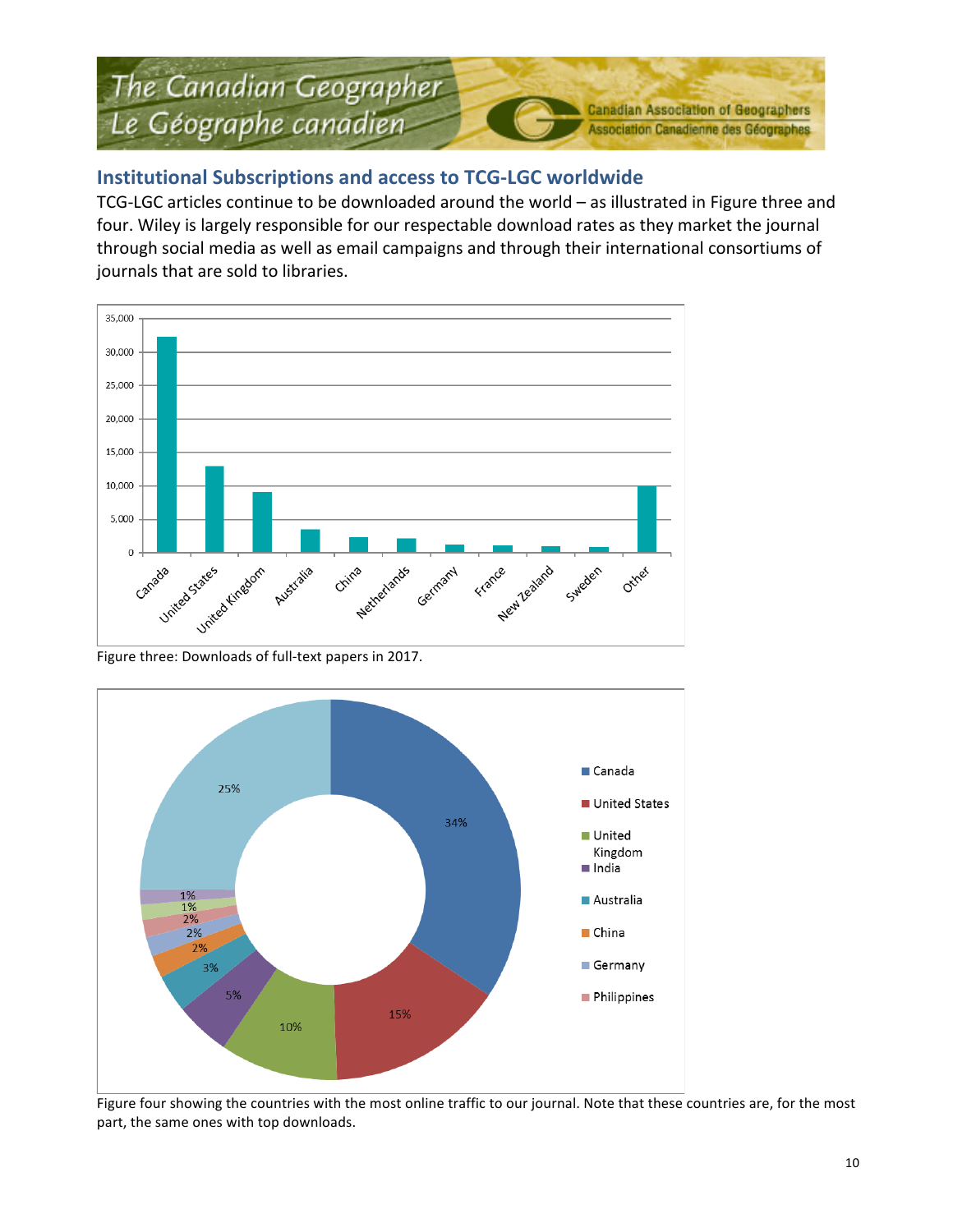## Institutional Subscriptions and access to TCG-LGC worldwide

TCG-LGC articles continue to be downloaded around the world – as illustrated in Figure three and four. Wiley is largely responsible for our respectable download rates as they market the journal through social media as well as email campaigns and through their international consortiums of journals that are sold to libraries.

Figure three: Downloads of full-text papers in 2017.

Figure four showing the countries with the most online traffic to our journal. Note that these countries are, for the most part, the same ones with top downloads.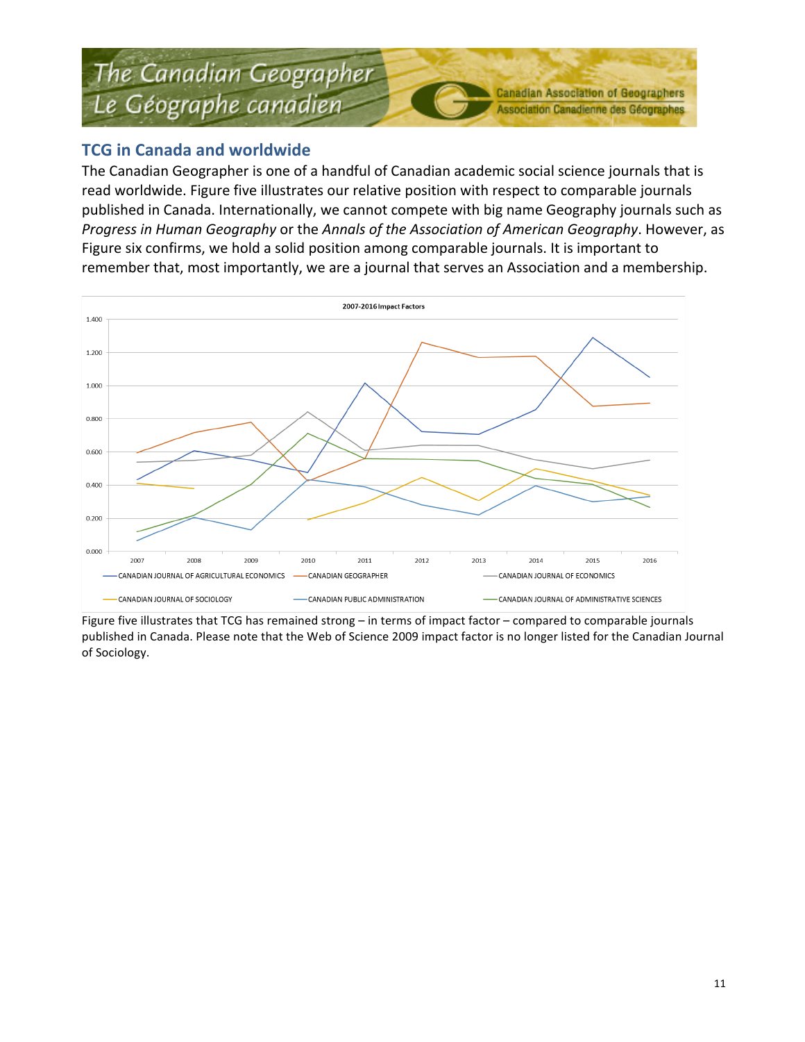## TCG in Canada and worldwide

The Canadian Geographer is one of a handful of Canadian academic social science journals that is read worldwide. Figure five illustrates our relative position with respect to comparable journals published in Canada. Internationally, we cannot compete with big name Geography journals such as *Progress in Human Geography* or the *Annals of the Association of American Geography*. However, as Figure six confirms, we hold a solid position among comparable journals. It is important to remember that, most importantly, we are a journal that serves an Association and a membership.

Figure five illustrates that TCG has remained strong – in terms of impact factor – compared to comparable journals published in Canada. Please note that the Web of Science 2009 impact factor is no longer listed for the Canadian Journal of Sociology.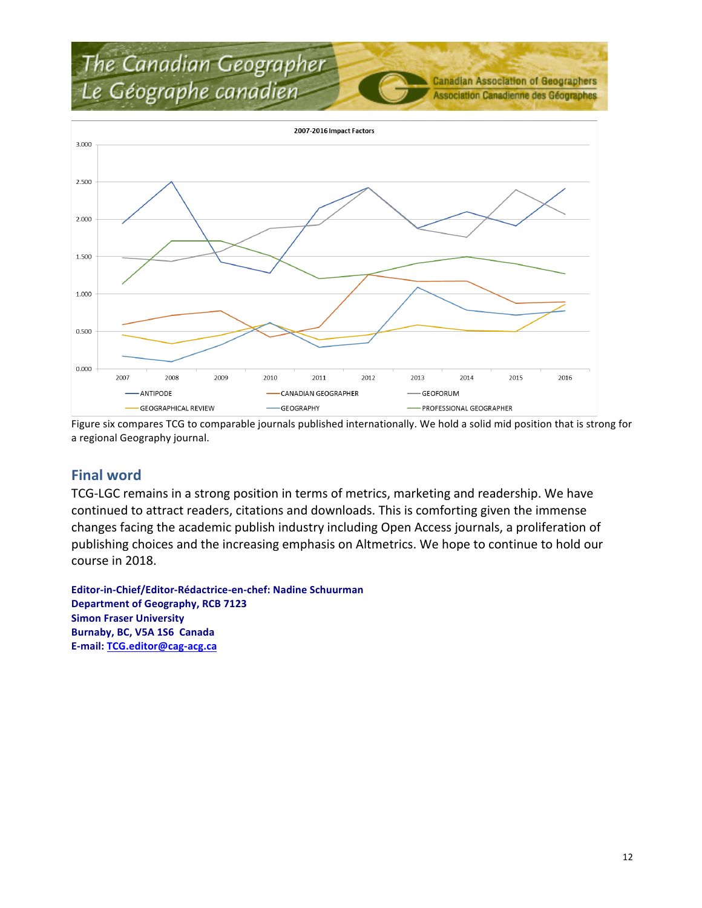The Canadian Geographer
Le Géographe canadien

Canadian Association of Geographers
Association Canadienne des Géographes

2007-2016 Impact Factors

3.000
2.500
2.000
1.500
1.000
0.500
0.000

2007 2008 2009 2010 2011 2012 2013 2014 2015 2016

ANTIPODE
CANADIAN GEOGRAPHER
GEOFORUM
GEOGRAPHICAL REVIEW
GEOGRAPHY
PROFESSIONAL GEOGRAPHER

Figure six compares TCG to comparable journals published internationally. We hold a solid mid position that is strong for a regional Geography journal.

## Final word

TCG-LGC remains in a strong position in terms of metrics, marketing and readership. We have continued to attract readers, citations and downloads. This is comforting given the immense changes facing the academic publish industry including Open Access journals, a proliferation of publishing choices and the increasing emphasis on Altmetrics. We hope to continue to hold our course in 2018.

**Editor-in-Chief/Editor-Rédactrice-en-chef: Nadine Schuurman**
**Department of Geography, RCB 7123**
**Simon Fraser University**
**Burnaby, BC, V5A 1S6 Canada**
**E-mail: TCG.editor@cag-acg.ca**